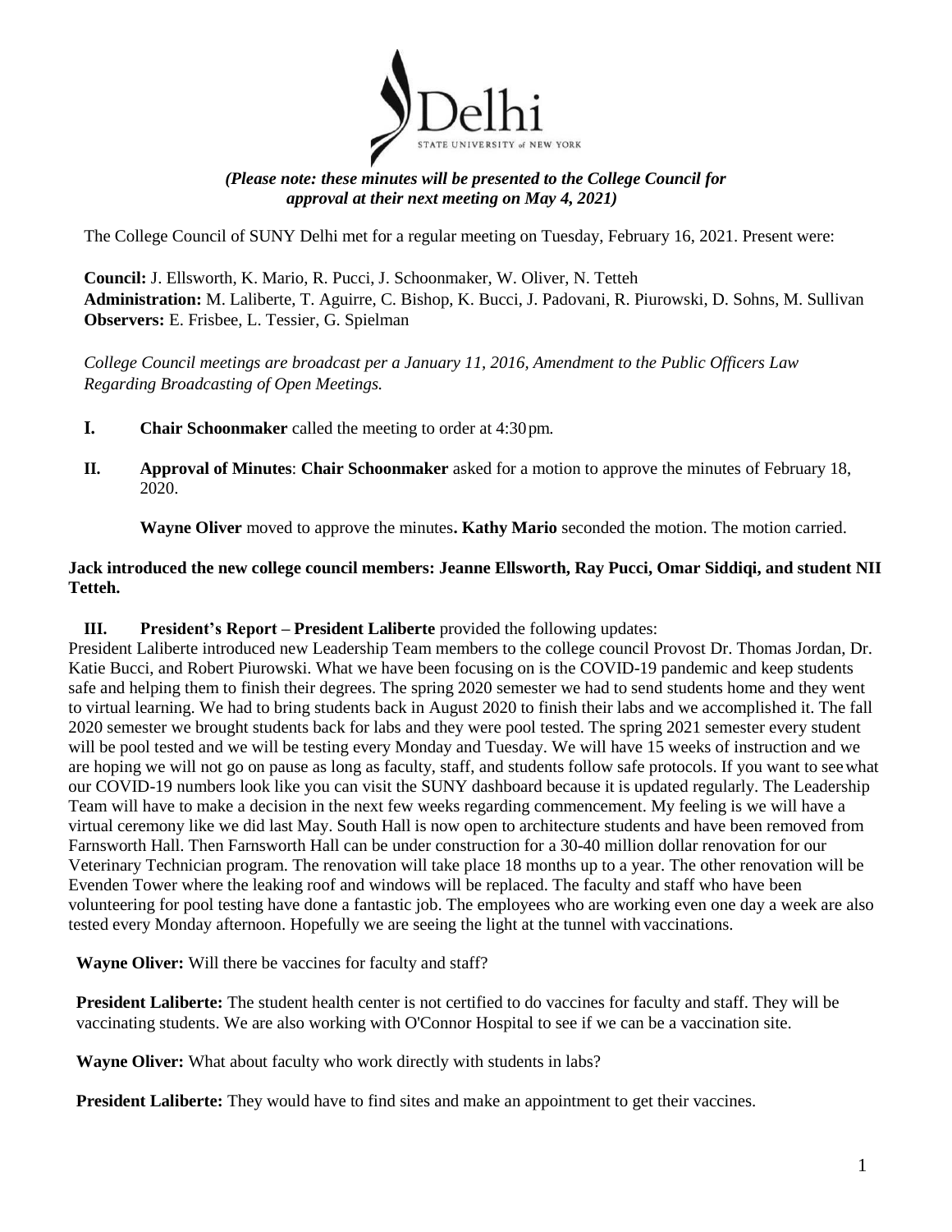*(Please note: these minutes will be presented to the College Council for approval at their next meeting on May 4, 2021)*

The College Council of SUNY Delhi met for a regular meeting on Tuesday, February 16, 2021. Present were:

**Council:** J. Ellsworth, K. Mario, R. Pucci, J. Schoonmaker, W. Oliver, N. Tetteh
**Administration:** M. Laliberte, T. Aguirre, C. Bishop, K. Bucci, J. Padovani, R. Piurowski, D. Sohns, M. Sullivan
**Observers:** E. Frisbee, L. Tessier, G. Spielman

*College Council meetings are broadcast per a January 11, 2016, Amendment to the Public Officers Law Regarding Broadcasting of Open Meetings.*

**I. Chair Schoonmaker** called the meeting to order at 4:30 pm.

**II. Approval of Minutes**: **Chair Schoonmaker** asked for a motion to approve the minutes of February 18, 2020.

**Wayne Oliver** moved to approve the minutes**. Kathy Mario** seconded the motion. The motion carried.

**Jack introduced the new college council members: Jeanne Ellsworth, Ray Pucci, Omar Siddiqi, and student NII Tetteh.**

**III. President's Report – President Laliberte** provided the following updates:

President Laliberte introduced new Leadership Team members to the college council Provost Dr. Thomas Jordan, Dr. Katie Bucci, and Robert Piurowski. What we have been focusing on is the COVID-19 pandemic and keep students safe and helping them to finish their degrees. The spring 2020 semester we had to send students home and they went to virtual learning. We had to bring students back in August 2020 to finish their labs and we accomplished it. The fall 2020 semester we brought students back for labs and they were pool tested. The spring 2021 semester every student will be pool tested and we will be testing every Monday and Tuesday. We will have 15 weeks of instruction and we are hoping we will not go on pause as long as faculty, staff, and students follow safe protocols. If you want to see what our COVID-19 numbers look like you can visit the SUNY dashboard because it is updated regularly. The Leadership Team will have to make a decision in the next few weeks regarding commencement. My feeling is we will have a virtual ceremony like we did last May. South Hall is now open to architecture students and have been removed from Farnsworth Hall. Then Farnsworth Hall can be under construction for a 30-40 million dollar renovation for our Veterinary Technician program. The renovation will take place 18 months up to a year. The other renovation will be Evenden Tower where the leaking roof and windows will be replaced. The faculty and staff who have been volunteering for pool testing have done a fantastic job. The employees who are working even one day a week are also tested every Monday afternoon. Hopefully we are seeing the light at the tunnel with vaccinations.

**Wayne Oliver:** Will there be vaccines for faculty and staff?

**President Laliberte:** The student health center is not certified to do vaccines for faculty and staff. They will be vaccinating students. We are also working with O'Connor Hospital to see if we can be a vaccination site.

**Wayne Oliver:** What about faculty who work directly with students in labs?

**President Laliberte:** They would have to find sites and make an appointment to get their vaccines.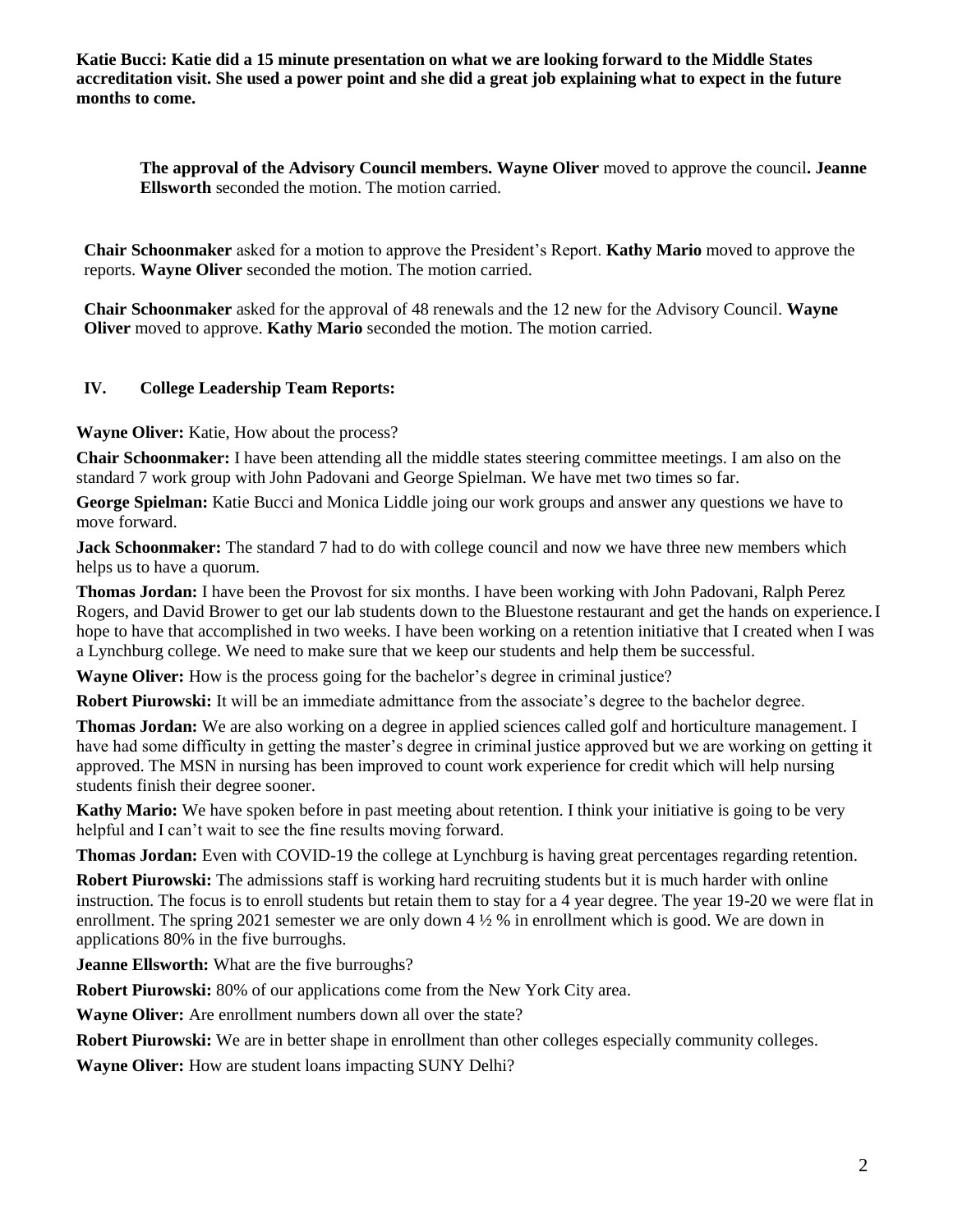**Katie Bucci: Katie did a 15 minute presentation on what we are looking forward to the Middle States accreditation visit. She used a power point and she did a great job explaining what to expect in the future months to come.**

**The approval of the Advisory Council members. Wayne Oliver** moved to approve the council**. Jeanne Ellsworth** seconded the motion. The motion carried.

**Chair Schoonmaker** asked for a motion to approve the President's Report. **Kathy Mario** moved to approve the reports. **Wayne Oliver** seconded the motion. The motion carried.

**Chair Schoonmaker** asked for the approval of 48 renewals and the 12 new for the Advisory Council. **Wayne Oliver** moved to approve. **Kathy Mario** seconded the motion. The motion carried.

## IV. College Leadership Team Reports:

**Wayne Oliver:** Katie, How about the process?

**Chair Schoonmaker:** I have been attending all the middle states steering committee meetings. I am also on the standard 7 work group with John Padovani and George Spielman. We have met two times so far.

**George Spielman:** Katie Bucci and Monica Liddle joing our work groups and answer any questions we have to move forward.

**Jack Schoonmaker:** The standard 7 had to do with college council and now we have three new members which helps us to have a quorum.

**Thomas Jordan:** I have been the Provost for six months. I have been working with John Padovani, Ralph Perez Rogers, and David Brower to get our lab students down to the Bluestone restaurant and get the hands on experience. I hope to have that accomplished in two weeks. I have been working on a retention initiative that I created when I was a Lynchburg college. We need to make sure that we keep our students and help them be successful.

**Wayne Oliver:** How is the process going for the bachelor's degree in criminal justice?

**Robert Piurowski:** It will be an immediate admittance from the associate's degree to the bachelor degree.

**Thomas Jordan:** We are also working on a degree in applied sciences called golf and horticulture management. I have had some difficulty in getting the master's degree in criminal justice approved but we are working on getting it approved. The MSN in nursing has been improved to count work experience for credit which will help nursing students finish their degree sooner.

**Kathy Mario:** We have spoken before in past meeting about retention. I think your initiative is going to be very helpful and I can't wait to see the fine results moving forward.

**Thomas Jordan:** Even with COVID-19 the college at Lynchburg is having great percentages regarding retention.

**Robert Piurowski:** The admissions staff is working hard recruiting students but it is much harder with online instruction. The focus is to enroll students but retain them to stay for a 4 year degree. The year 19-20 we were flat in enrollment. The spring 2021 semester we are only down 4 ½ % in enrollment which is good. We are down in applications 80% in the five burroughs.

**Jeanne Ellsworth:** What are the five burroughs?

**Robert Piurowski:** 80% of our applications come from the New York City area.

**Wayne Oliver:** Are enrollment numbers down all over the state?

**Robert Piurowski:** We are in better shape in enrollment than other colleges especially community colleges.

**Wayne Oliver:** How are student loans impacting SUNY Delhi?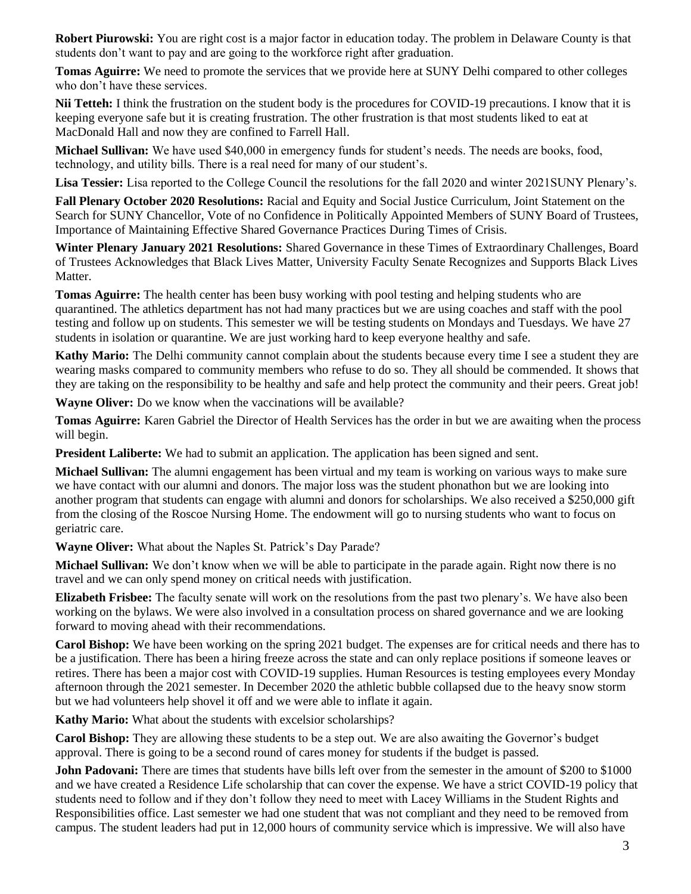**Robert Piurowski:** You are right cost is a major factor in education today. The problem in Delaware County is that students don't want to pay and are going to the workforce right after graduation.

**Tomas Aguirre:** We need to promote the services that we provide here at SUNY Delhi compared to other colleges who don't have these services.

**Nii Tetteh:** I think the frustration on the student body is the procedures for COVID-19 precautions. I know that it is keeping everyone safe but it is creating frustration. The other frustration is that most students liked to eat at MacDonald Hall and now they are confined to Farrell Hall.

**Michael Sullivan:** We have used $40,000 in emergency funds for student's needs. The needs are books, food, technology, and utility bills. There is a real need for many of our student's.

**Lisa Tessier:** Lisa reported to the College Council the resolutions for the fall 2020 and winter 2021SUNY Plenary's.

**Fall Plenary October 2020 Resolutions:** Racial and Equity and Social Justice Curriculum, Joint Statement on the Search for SUNY Chancellor, Vote of no Confidence in Politically Appointed Members of SUNY Board of Trustees, Importance of Maintaining Effective Shared Governance Practices During Times of Crisis.

**Winter Plenary January 2021 Resolutions:** Shared Governance in these Times of Extraordinary Challenges, Board of Trustees Acknowledges that Black Lives Matter, University Faculty Senate Recognizes and Supports Black Lives Matter.

**Tomas Aguirre:** The health center has been busy working with pool testing and helping students who are quarantined. The athletics department has not had many practices but we are using coaches and staff with the pool testing and follow up on students. This semester we will be testing students on Mondays and Tuesdays. We have 27 students in isolation or quarantine. We are just working hard to keep everyone healthy and safe.

**Kathy Mario:** The Delhi community cannot complain about the students because every time I see a student they are wearing masks compared to community members who refuse to do so. They all should be commended. It shows that they are taking on the responsibility to be healthy and safe and help protect the community and their peers. Great job!

**Wayne Oliver:** Do we know when the vaccinations will be available?

**Tomas Aguirre:** Karen Gabriel the Director of Health Services has the order in but we are awaiting when the process will begin.

**President Laliberte:** We had to submit an application. The application has been signed and sent.

**Michael Sullivan:** The alumni engagement has been virtual and my team is working on various ways to make sure we have contact with our alumni and donors. The major loss was the student phonathon but we are looking into another program that students can engage with alumni and donors for scholarships. We also received a $250,000 gift from the closing of the Roscoe Nursing Home. The endowment will go to nursing students who want to focus on geriatric care.

**Wayne Oliver:** What about the Naples St. Patrick's Day Parade?

**Michael Sullivan:** We don't know when we will be able to participate in the parade again. Right now there is no travel and we can only spend money on critical needs with justification.

**Elizabeth Frisbee:** The faculty senate will work on the resolutions from the past two plenary's. We have also been working on the bylaws. We were also involved in a consultation process on shared governance and we are looking forward to moving ahead with their recommendations.

**Carol Bishop:** We have been working on the spring 2021 budget. The expenses are for critical needs and there has to be a justification. There has been a hiring freeze across the state and can only replace positions if someone leaves or retires. There has been a major cost with COVID-19 supplies. Human Resources is testing employees every Monday afternoon through the 2021 semester. In December 2020 the athletic bubble collapsed due to the heavy snow storm but we had volunteers help shovel it off and we were able to inflate it again.

**Kathy Mario:** What about the students with excelsior scholarships?

**Carol Bishop:** They are allowing these students to be a step out. We are also awaiting the Governor's budget approval. There is going to be a second round of cares money for students if the budget is passed.

**John Padovani:** There are times that students have bills left over from the semester in the amount of $200 to $1000 and we have created a Residence Life scholarship that can cover the expense. We have a strict COVID-19 policy that students need to follow and if they don't follow they need to meet with Lacey Williams in the Student Rights and Responsibilities office. Last semester we had one student that was not compliant and they need to be removed from campus. The student leaders had put in 12,000 hours of community service which is impressive. We will also have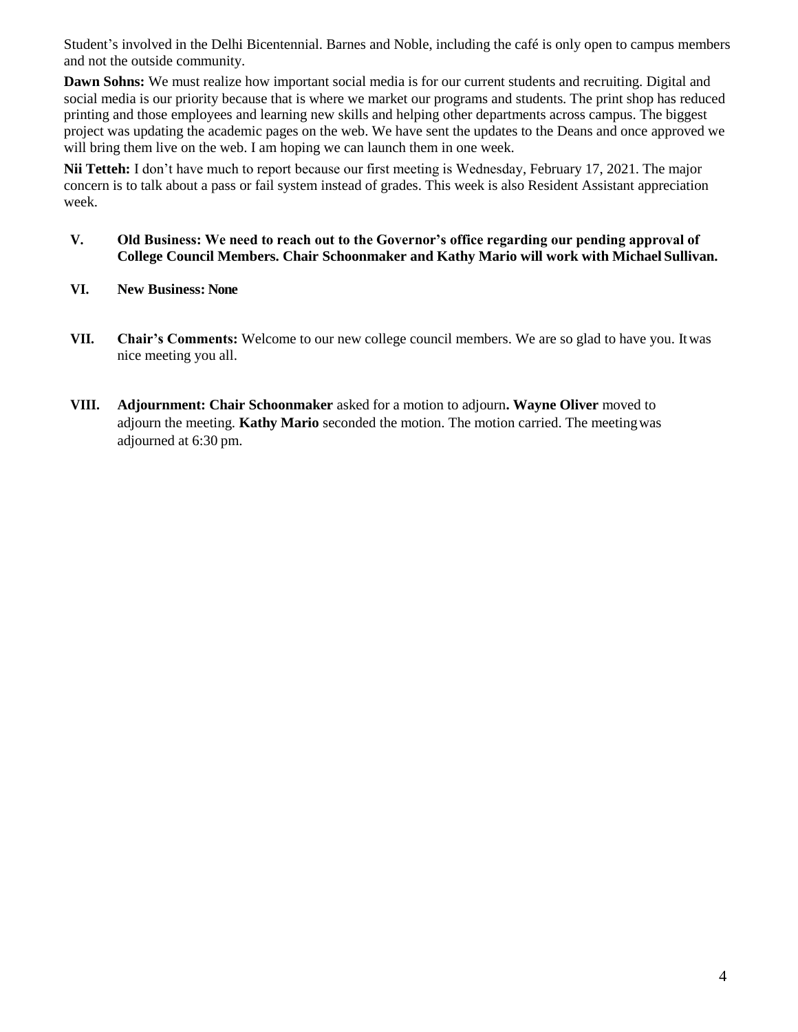Student's involved in the Delhi Bicentennial. Barnes and Noble, including the café is only open to campus members and not the outside community.

**Dawn Sohns:** We must realize how important social media is for our current students and recruiting. Digital and social media is our priority because that is where we market our programs and students. The print shop has reduced printing and those employees and learning new skills and helping other departments across campus. The biggest project was updating the academic pages on the web. We have sent the updates to the Deans and once approved we will bring them live on the web. I am hoping we can launch them in one week.

**Nii Tetteh:** I don't have much to report because our first meeting is Wednesday, February 17, 2021. The major concern is to talk about a pass or fail system instead of grades. This week is also Resident Assistant appreciation week.

**V. Old Business: We need to reach out to the Governor's office regarding our pending approval of College Council Members. Chair Schoonmaker and Kathy Mario will work with Michael Sullivan.**

**VI. New Business: None**

**VII. Chair's Comments:** Welcome to our new college council members. We are so glad to have you. It was nice meeting you all.

**VIII. Adjournment: Chair Schoonmaker** asked for a motion to adjourn**. Wayne Oliver** moved to adjourn the meeting. **Kathy Mario** seconded the motion. The motion carried. The meeting was adjourned at 6:30 pm.